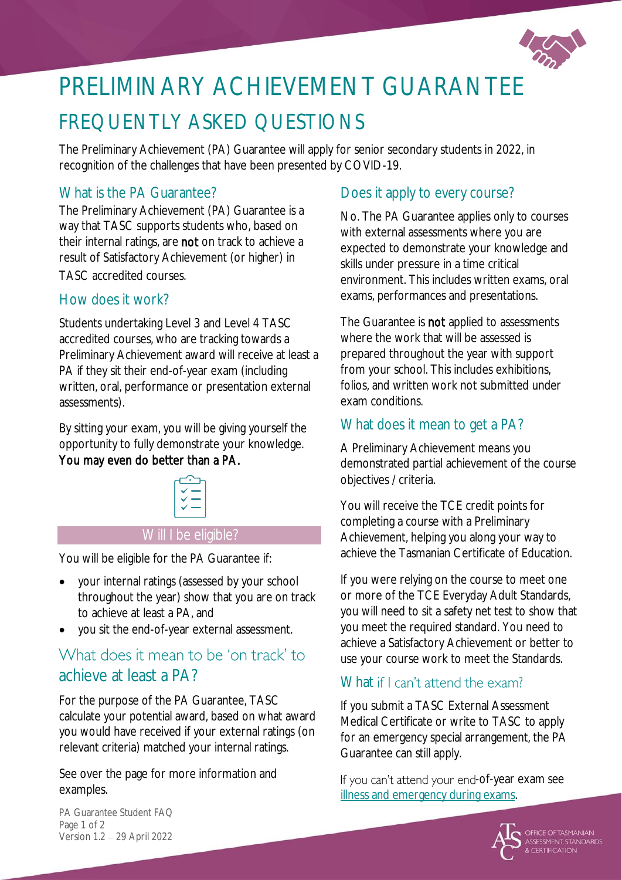# PRELIMINARY ACHIEVEMENT GUARANTEE

## FREQUENTLY ASKED QUESTIONS

The Preliminary Achievement (PA) Guarantee will apply for senior secondary students in 2022, in recognition of the challenges that have been presented by COVID-19.

### What is the PA Guarantee?

The Preliminary Achievement (PA) Guarantee is a way that TASC supports students who, based on their internal ratings, are **not** on track to achieve a result of Satisfactory Achievement (or higher) in TASC accredited courses.

### How does it work?

Students undertaking Level 3 and Level 4 TASC accredited courses, who are tracking towards a Preliminary Achievement award will receive at least a PA if they sit their end-of-year exam (including written, oral, performance or presentation external assessments).

By sitting your exam, you will be giving yourself the opportunity to fully demonstrate your knowledge. **You may even do better than a PA.**

### Will I be eligible?

You will be eligible for the PA Guarantee if:

- your internal ratings (assessed by your school throughout the year) show that you are on track to achieve at least a PA, and
- you sit the end-of-year external assessment.

### What does it mean to be 'on track' to achieve at least a PA?

For the purpose of the PA Guarantee, TASC calculate your potential award, based on what award you would have received if your external ratings (on relevant criteria) matched your internal ratings.

See over the page for more information and examples.

### Does it apply to every course?

No. The PA Guarantee applies only to courses with external assessments where you are expected to demonstrate your knowledge and skills under pressure in a time critical environment. This includes written exams, oral exams, performances and presentations.

The Guarantee is **not** applied to assessments where the work that will be assessed is prepared throughout the year with support from your school. This includes exhibitions, folios, and written work not submitted under exam conditions.

### What does it mean to get a PA?

A Preliminary Achievement means you demonstrated partial achievement of the course objectives / criteria.

You will receive the TCE credit points for completing a course with a Preliminary Achievement, helping you along your way to achieve the Tasmanian Certificate of Education.

If you were relying on the course to meet one or more of the TCE Everyday Adult Standards, you will need to sit a safety net test to show that you meet the required standard. You need to achieve a Satisfactory Achievement or better to use your course work to meet the Standards.

### What if I can't attend the exam?

If you submit a TASC External Assessment Medical Certificate or write to TASC to apply for an emergency special arrangement, the PA Guarantee can still apply.

If you can't attend your end-of-year exam see illness and emergency during exams.

PA Guarantee Student FAQ
Version 1.2 – 29 April 2022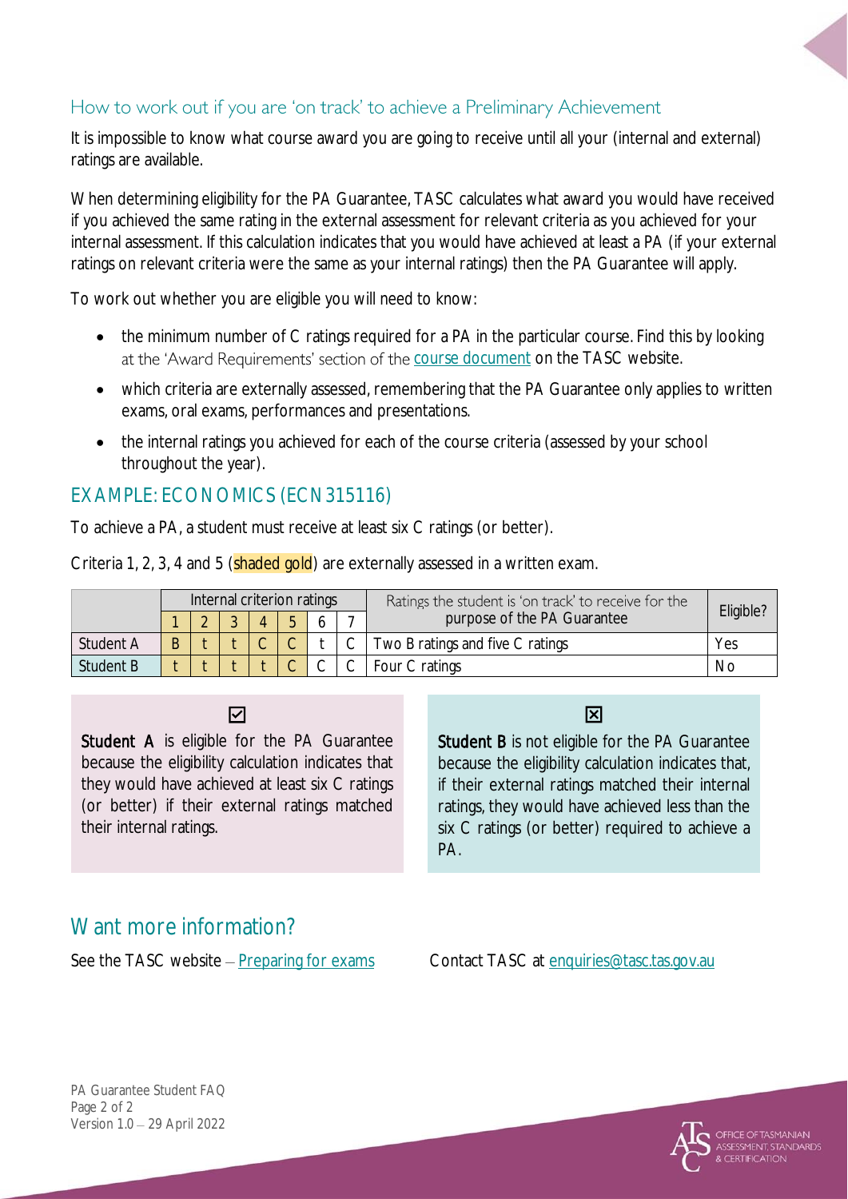## How to work out if you are 'on track' to achieve a Preliminary Achievement

It is impossible to know what course award you are going to receive until all your (internal and external) ratings are available.

When determining eligibility for the PA Guarantee, TASC calculates what award you would have received if you achieved the same rating in the external assessment for relevant criteria as you achieved for your internal assessment. If this calculation indicates that you would have achieved at least a PA (if your external ratings on relevant criteria were the same as your internal ratings) then the PA Guarantee will apply.

To work out whether you are eligible you will need to know:

- the minimum number of C ratings required for a PA in the particular course. Find this by looking at the 'Award Requirements' section of the course document on the TASC website.
- which criteria are externally assessed, remembering that the PA Guarantee only applies to written exams, oral exams, performances and presentations.
- the internal ratings you achieved for each of the course criteria (assessed by your school throughout the year).

## EXAMPLE: ECONOMICS (ECN315116)

To achieve a PA, a student must receive at least six C ratings (or better).

Criteria 1, 2, 3, 4 and 5 (shaded gold) are externally assessed in a written exam.

| | Internal criterion ratings | | | | | | | Ratings the student is 'on track' to receive for the purpose of the PA Guarantee | Eligible? |
|---|---|---|---|---|---|---|---|---|---|
| | 1 | 2 | 3 | 4 | 5 | 6 | 7 | | |
| Student A | B | t | t | C | C | t | C | Two B ratings and five C ratings | Yes |
| Student B | t | t | t | t | C | C | C | Four C ratings | No |

☑

**Student A** is eligible for the PA Guarantee because the eligibility calculation indicates that they would have achieved at least six C ratings (or better) if their external ratings matched their internal ratings.

☒

**Student B** is not eligible for the PA Guarantee because the eligibility calculation indicates that, if their external ratings matched their internal ratings, they would have achieved less than the six C ratings (or better) required to achieve a PA.

## Want more information?

See the TASC website – Preparing for exams

Contact TASC at enquiries@tasc.tas.gov.au

PA Guarantee Student FAQ
Version 1.0 – 29 April 2022